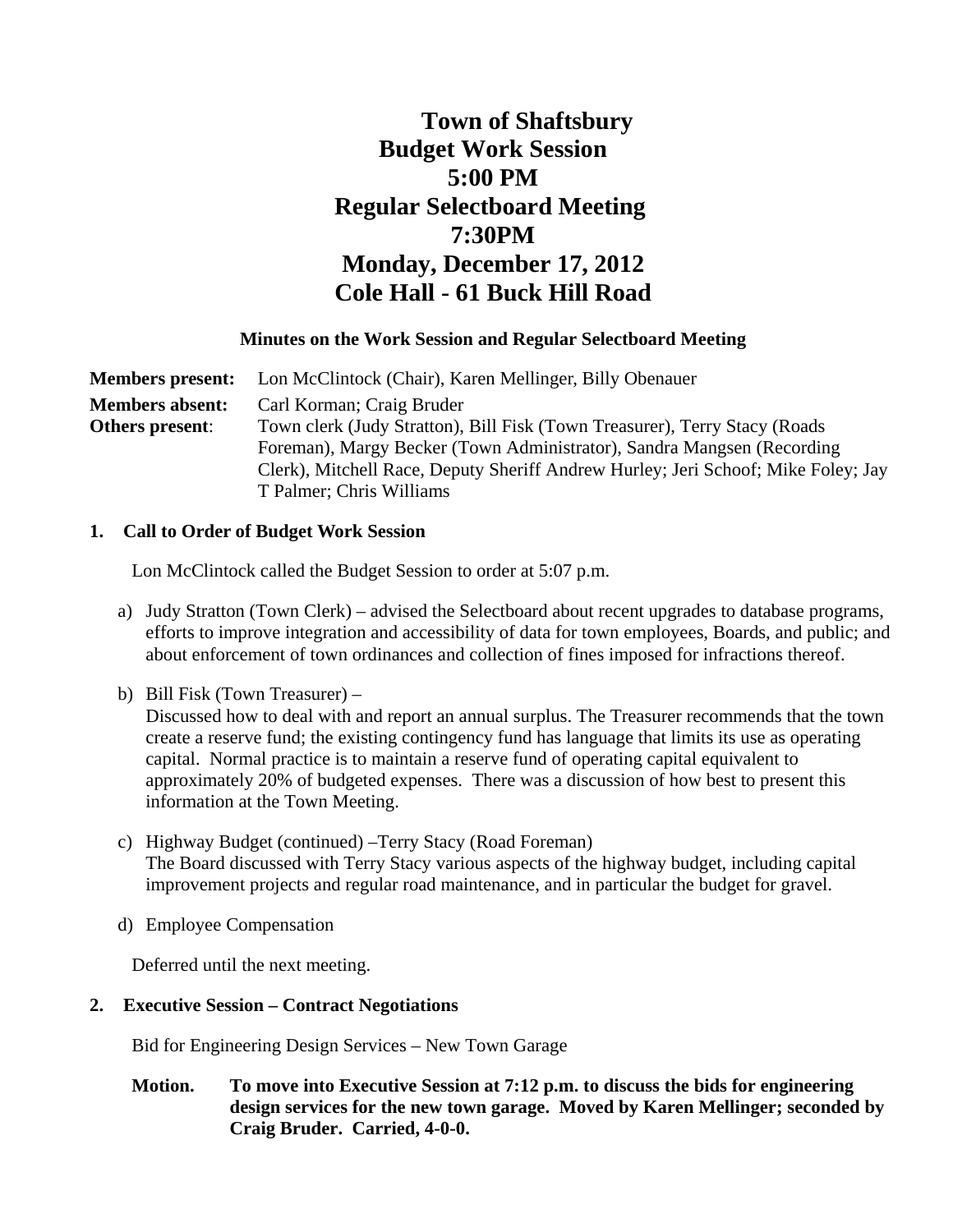# Town of Shaftsbury
# Budget Work Session
# 5:00 PM
# Regular Selectboard Meeting
# 7:30PM
# Monday, December 17, 2012
# Cole Hall - 61 Buck Hill Road

**Minutes on the Work Session and Regular Selectboard Meeting**

**Members present:** Lon McClintock (Chair), Karen Mellinger, Billy Obenauer

**Members absent:** Carl Korman; Craig Bruder

**Others present**: Town clerk (Judy Stratton), Bill Fisk (Town Treasurer), Terry Stacy (Roads Foreman), Margy Becker (Town Administrator), Sandra Mangsen (Recording Clerk), Mitchell Race, Deputy Sheriff Andrew Hurley; Jeri Schoof; Mike Foley; Jay T Palmer; Chris Williams

## 1. Call to Order of Budget Work Session

Lon McClintock called the Budget Session to order at 5:07 p.m.

a) Judy Stratton (Town Clerk) – advised the Selectboard about recent upgrades to database programs, efforts to improve integration and accessibility of data for town employees, Boards, and public; and about enforcement of town ordinances and collection of fines imposed for infractions thereof.

b) Bill Fisk (Town Treasurer) –
Discussed how to deal with and report an annual surplus. The Treasurer recommends that the town create a reserve fund; the existing contingency fund has language that limits its use as operating capital. Normal practice is to maintain a reserve fund of operating capital equivalent to approximately 20% of budgeted expenses. There was a discussion of how best to present this information at the Town Meeting.

c) Highway Budget (continued) –Terry Stacy (Road Foreman)
The Board discussed with Terry Stacy various aspects of the highway budget, including capital improvement projects and regular road maintenance, and in particular the budget for gravel.

d) Employee Compensation

Deferred until the next meeting.

## 2. Executive Session – Contract Negotiations

Bid for Engineering Design Services – New Town Garage

**Motion. To move into Executive Session at 7:12 p.m. to discuss the bids for engineering design services for the new town garage. Moved by Karen Mellinger; seconded by Craig Bruder. Carried, 4-0-0.**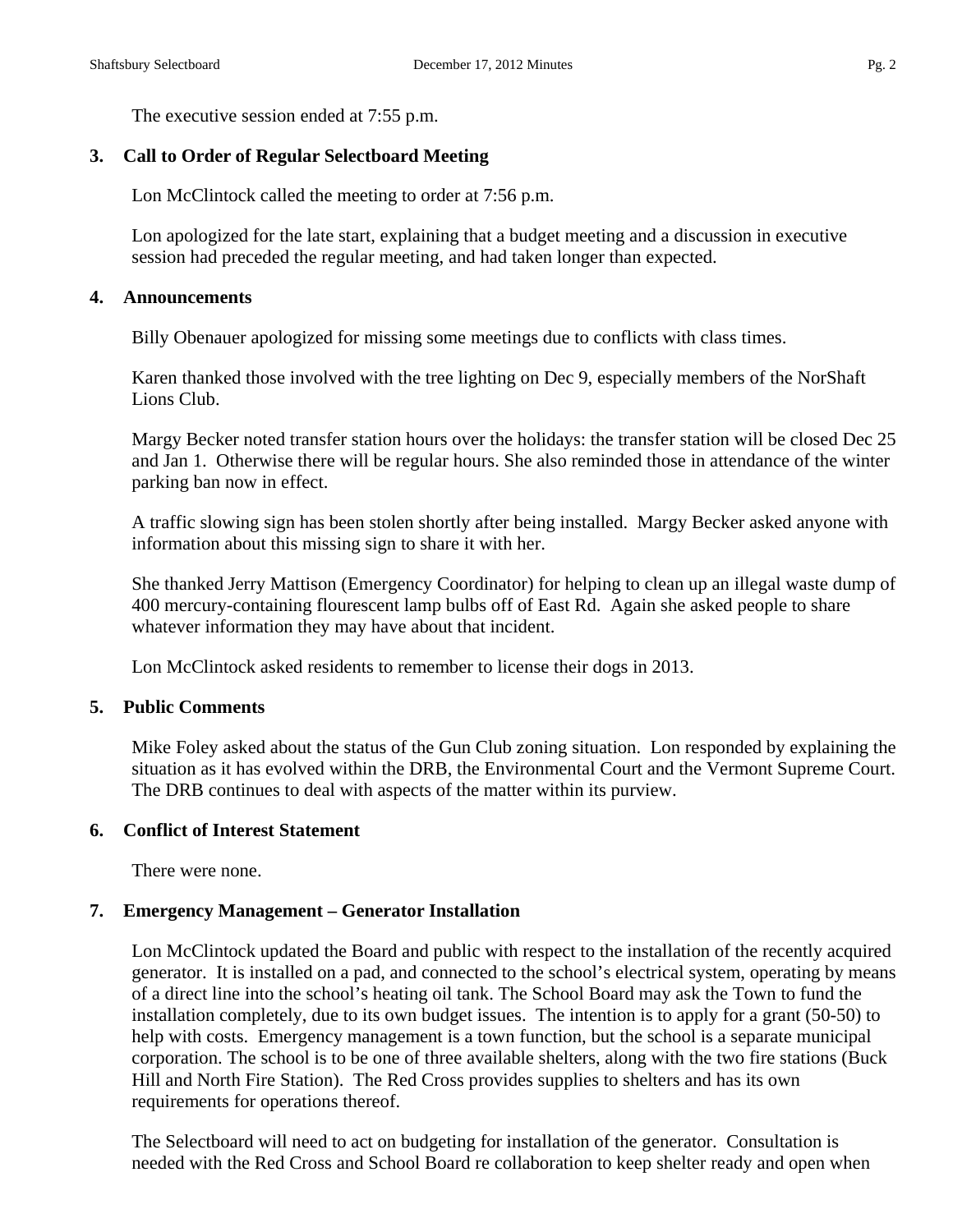The executive session ended at 7:55 p.m.

**3. Call to Order of Regular Selectboard Meeting**

Lon McClintock called the meeting to order at 7:56 p.m.

Lon apologized for the late start, explaining that a budget meeting and a discussion in executive session had preceded the regular meeting, and had taken longer than expected.

**4. Announcements**

Billy Obenauer apologized for missing some meetings due to conflicts with class times.

Karen thanked those involved with the tree lighting on Dec 9, especially members of the NorShaft Lions Club.

Margy Becker noted transfer station hours over the holidays: the transfer station will be closed Dec 25 and Jan 1. Otherwise there will be regular hours. She also reminded those in attendance of the winter parking ban now in effect.

A traffic slowing sign has been stolen shortly after being installed. Margy Becker asked anyone with information about this missing sign to share it with her.

She thanked Jerry Mattison (Emergency Coordinator) for helping to clean up an illegal waste dump of 400 mercury-containing flourescent lamp bulbs off of East Rd. Again she asked people to share whatever information they may have about that incident.

Lon McClintock asked residents to remember to license their dogs in 2013.

**5. Public Comments**

Mike Foley asked about the status of the Gun Club zoning situation. Lon responded by explaining the situation as it has evolved within the DRB, the Environmental Court and the Vermont Supreme Court. The DRB continues to deal with aspects of the matter within its purview.

**6. Conflict of Interest Statement**

There were none.

**7. Emergency Management – Generator Installation**

Lon McClintock updated the Board and public with respect to the installation of the recently acquired generator. It is installed on a pad, and connected to the school's electrical system, operating by means of a direct line into the school's heating oil tank. The School Board may ask the Town to fund the installation completely, due to its own budget issues. The intention is to apply for a grant (50-50) to help with costs. Emergency management is a town function, but the school is a separate municipal corporation. The school is to be one of three available shelters, along with the two fire stations (Buck Hill and North Fire Station). The Red Cross provides supplies to shelters and has its own requirements for operations thereof.

The Selectboard will need to act on budgeting for installation of the generator. Consultation is needed with the Red Cross and School Board re collaboration to keep shelter ready and open when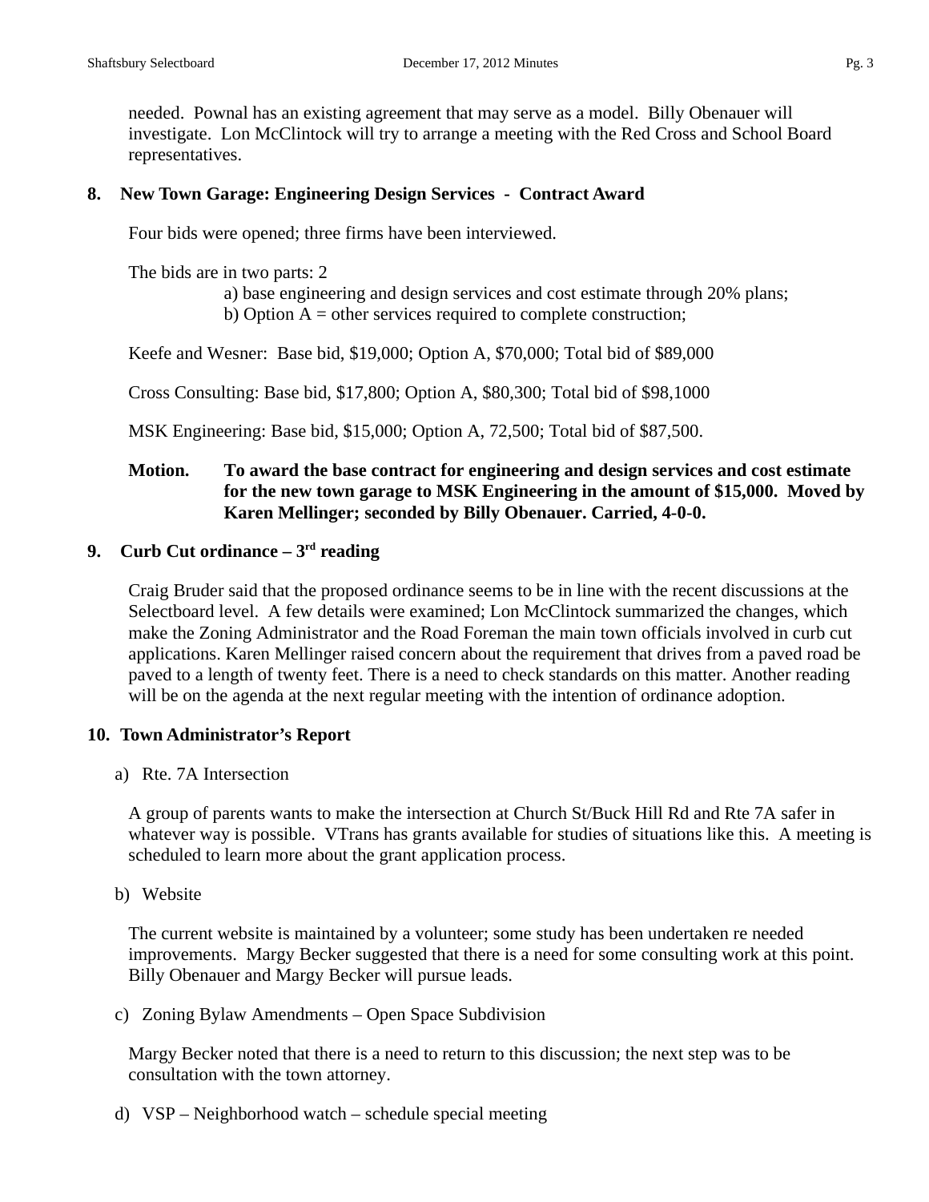needed. Pownal has an existing agreement that may serve as a model. Billy Obenauer will investigate. Lon McClintock will try to arrange a meeting with the Red Cross and School Board representatives.

**8. New Town Garage: Engineering Design Services - Contract Award**

Four bids were opened; three firms have been interviewed.

The bids are in two parts: 2

a) base engineering and design services and cost estimate through 20% plans;
b) Option A = other services required to complete construction;

Keefe and Wesner: Base bid, $19,000; Option A, $70,000; Total bid of $89,000

Cross Consulting: Base bid, $17,800; Option A, $80,300; Total bid of $98,1000

MSK Engineering: Base bid, $15,000; Option A, 72,500; Total bid of $87,500.

**Motion. To award the base contract for engineering and design services and cost estimate for the new town garage to MSK Engineering in the amount of $15,000. Moved by Karen Mellinger; seconded by Billy Obenauer. Carried, 4-0-0.**

**9. Curb Cut ordinance – 3rd reading**

Craig Bruder said that the proposed ordinance seems to be in line with the recent discussions at the Selectboard level. A few details were examined; Lon McClintock summarized the changes, which make the Zoning Administrator and the Road Foreman the main town officials involved in curb cut applications. Karen Mellinger raised concern about the requirement that drives from a paved road be paved to a length of twenty feet. There is a need to check standards on this matter. Another reading will be on the agenda at the next regular meeting with the intention of ordinance adoption.

**10. Town Administrator's Report**

a) Rte. 7A Intersection

A group of parents wants to make the intersection at Church St/Buck Hill Rd and Rte 7A safer in whatever way is possible. VTrans has grants available for studies of situations like this. A meeting is scheduled to learn more about the grant application process.

b) Website

The current website is maintained by a volunteer; some study has been undertaken re needed improvements. Margy Becker suggested that there is a need for some consulting work at this point. Billy Obenauer and Margy Becker will pursue leads.

c) Zoning Bylaw Amendments – Open Space Subdivision

Margy Becker noted that there is a need to return to this discussion; the next step was to be consultation with the town attorney.

d) VSP – Neighborhood watch – schedule special meeting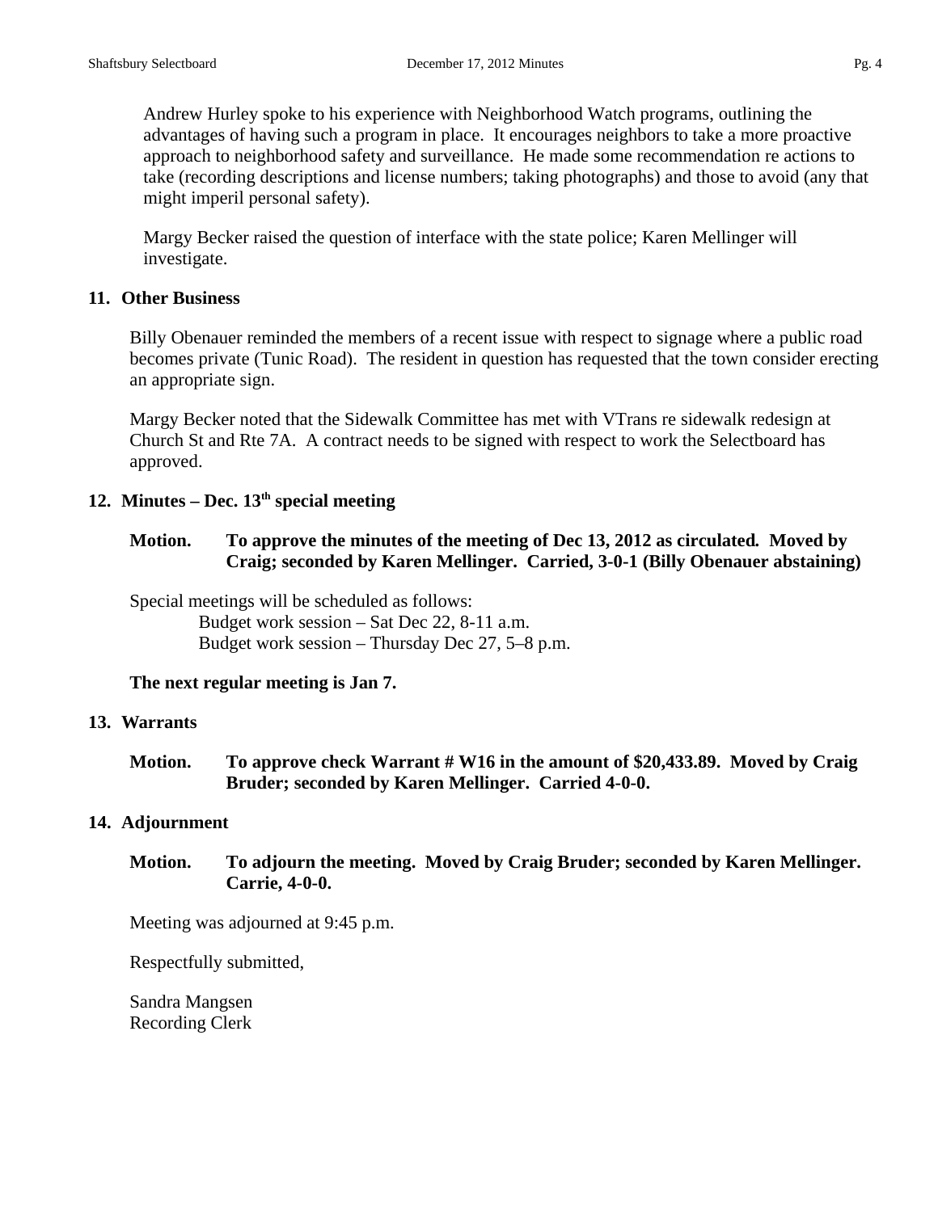Andrew Hurley spoke to his experience with Neighborhood Watch programs, outlining the advantages of having such a program in place. It encourages neighbors to take a more proactive approach to neighborhood safety and surveillance. He made some recommendation re actions to take (recording descriptions and license numbers; taking photographs) and those to avoid (any that might imperil personal safety).

Margy Becker raised the question of interface with the state police; Karen Mellinger will investigate.

## 11. Other Business

Billy Obenauer reminded the members of a recent issue with respect to signage where a public road becomes private (Tunic Road). The resident in question has requested that the town consider erecting an appropriate sign.

Margy Becker noted that the Sidewalk Committee has met with VTrans re sidewalk redesign at Church St and Rte 7A. A contract needs to be signed with respect to work the Selectboard has approved.

## 12. Minutes – Dec. 13th special meeting

**Motion. To approve the minutes of the meeting of Dec 13, 2012 as circulated. Moved by Craig; seconded by Karen Mellinger. Carried, 3-0-1 (Billy Obenauer abstaining)**

Special meetings will be scheduled as follows:
- Budget work session – Sat Dec 22, 8-11 a.m.
- Budget work session – Thursday Dec 27, 5–8 p.m.

**The next regular meeting is Jan 7.**

## 13. Warrants

**Motion. To approve check Warrant # W16 in the amount of $20,433.89. Moved by Craig Bruder; seconded by Karen Mellinger. Carried 4-0-0.**

## 14. Adjournment

**Motion. To adjourn the meeting. Moved by Craig Bruder; seconded by Karen Mellinger. Carrie, 4-0-0.**

Meeting was adjourned at 9:45 p.m.

Respectfully submitted,

Sandra Mangsen
Recording Clerk